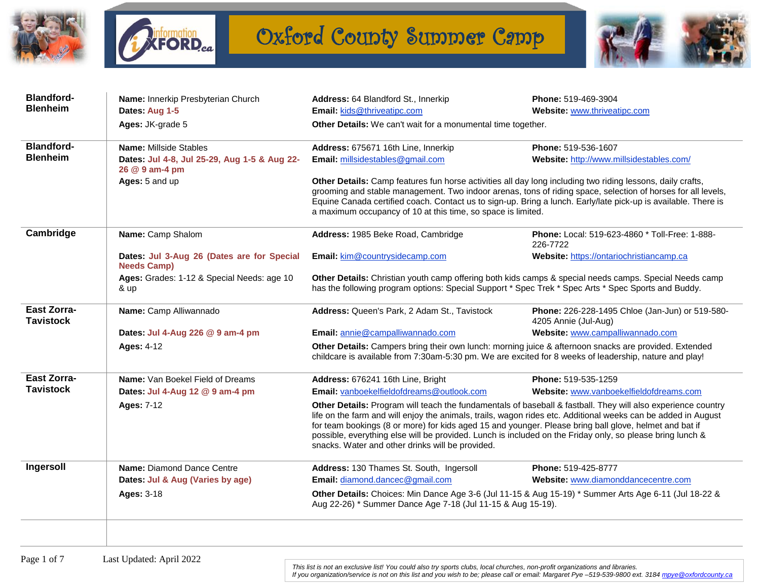# Oxford County Summer Camp

| Location | Name / Dates / Ages | Address / Email / Other Details | Phone / Website |
|---|---|---|---|
| **Blandford-Blenheim** | **Name:** Innerkip Presbyterian Church<br>**Dates:** **Aug 1-5**<br>**Ages:** JK-grade 5 | **Address:** 64 Blandford St., Innerkip<br>**Email:** kids@thriveatipc.com<br>**Other Details:** We can't wait for a monumental time together. | **Phone:** 519-469-3904<br>**Website:** www.thriveatipc.com |
| **Blandford-Blenheim** | **Name:** Millside Stables<br>**Dates:** **Jul 4-8, Jul 25-29, Aug 1-5 & Aug 22-26 @ 9 am-4 pm**<br>**Ages:** 5 and up | **Address:** 675671 16th Line, Innerkip<br>**Email:** millsidestables@gmail.com<br>**Other Details:** Camp features fun horse activities all day long including two riding lessons, daily crafts, grooming and stable management. Two indoor arenas, tons of riding space, selection of horses for all levels, Equine Canada certified coach. Contact us to sign-up. Bring a lunch. Early/late pick-up is available. There is a maximum occupancy of 10 at this time, so space is limited. | **Phone:** 519-536-1607<br>**Website:** http://www.millsidestables.com/ |
| **Cambridge** | **Name:** Camp Shalom<br>**Dates:** **Jul 3-Aug 26 (Dates are for Special Needs Camp)**<br>**Ages:** Grades: 1-12 & Special Needs: age 10 & up | **Address:** 1985 Beke Road, Cambridge<br>**Email:** kim@countrysidecamp.com<br>**Other Details:** Christian youth camp offering both kids camps & special needs camps. Special Needs camp has the following program options: Special Support * Spec Trek * Spec Arts * Spec Sports and Buddy. | **Phone:** Local: 519-623-4860 * Toll-Free: 1-888-226-7722<br>**Website:** https://ontariochristiancamp.ca |
| **East Zorra-Tavistock** | **Name:** Camp Alliwannado<br>**Dates:** **Jul 4-Aug 226 @ 9 am-4 pm**<br>**Ages:** 4-12 | **Address:** Queen's Park, 2 Adam St., Tavistock<br>**Email:** annie@campalliwannado.com<br>**Other Details:** Campers bring their own lunch: morning juice & afternoon snacks are provided. Extended childcare is available from 7:30am-5:30 pm. We are excited for 8 weeks of leadership, nature and play! | **Phone:** 226-228-1495 Chloe (Jan-Jun) or 519-580-4205 Annie (Jul-Aug)<br>**Website:** www.campalliwannado.com |
| **East Zorra-Tavistock** | **Name:** Van Boekel Field of Dreams<br>**Dates:** **Jul 4-Aug 12 @ 9 am-4 pm**<br>**Ages:** 7-12 | **Address:** 676241 16th Line, Bright<br>**Email:** vanboekelfieldofdreams@outlook.com<br>**Other Details:** Program will teach the fundamentals of baseball & fastball. They will also experience country life on the farm and will enjoy the animals, trails, wagon rides etc. Additional weeks can be added in August for team bookings (8 or more) for kids aged 15 and younger. Please bring ball glove, helmet and bat if possible, everything else will be provided. Lunch is included on the Friday only, so please bring lunch & snacks. Water and other drinks will be provided. | **Phone:** 519-535-1259<br>**Website:** www.vanboekelfieldofdreams.com |
| **Ingersoll** | **Name:** Diamond Dance Centre<br>**Dates:** **Jul & Aug (Varies by age)**<br>**Ages:** 3-18 | **Address:** 130 Thames St. South, Ingersoll<br>**Email:** diamond.dancec@gmail.com<br>**Other Details:** Choices: Min Dance Age 3-6 (Jul 11-15 & Aug 15-19) * Summer Arts Age 6-11 (Jul 18-22 & Aug 22-26) * Summer Dance Age 7-18 (Jul 11-15 & Aug 15-19). | **Phone:** 519-425-8777<br>**Website:** www.diamonddancecentre.com |

Last Updated: April 2022

*This list is not an exclusive list! You could also try sports clubs, local churches, non-profit organizations and libraries.*
*If you organization/service is not on this list and you wish to be; please call or email: Margaret Pye –519-539-9800 ext. 3184 mpye@oxfordcounty.ca*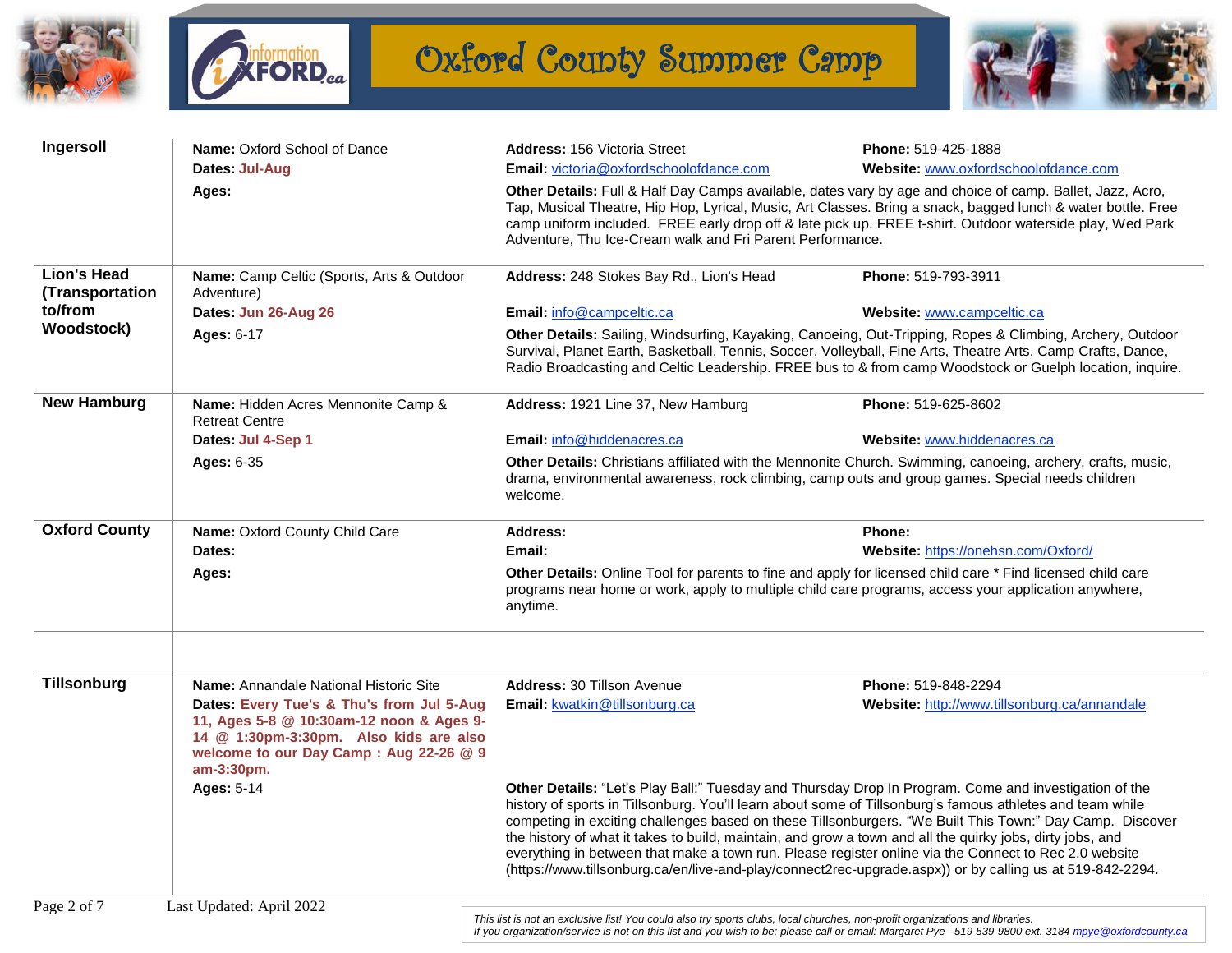# Oxford County Summer Camp

## Ingersoll

**Name:** Oxford School of Dance
**Dates:** Jul-Aug
**Ages:**

**Address:** 156 Victoria Street
**Phone:** 519-425-1888
**Email:** victoria@oxfordschoolofdance.com
**Website:** www.oxfordschoolofdance.com

**Other Details:** Full & Half Day Camps available, dates vary by age and choice of camp. Ballet, Jazz, Acro, Tap, Musical Theatre, Hip Hop, Lyrical, Music, Art Classes. Bring a snack, bagged lunch & water bottle. Free camp uniform included. FREE early drop off & late pick up. FREE t-shirt. Outdoor waterside play, Wed Park Adventure, Thu Ice-Cream walk and Fri Parent Performance.

## Lion's Head (Transportation to/from Woodstock)

**Name:** Camp Celtic (Sports, Arts & Outdoor Adventure)
**Dates:** Jun 26-Aug 26
**Ages:** 6-17

**Address:** 248 Stokes Bay Rd., Lion's Head
**Phone:** 519-793-3911
**Email:** info@campceltic.ca
**Website:** www.campceltic.ca

**Other Details:** Sailing, Windsurfing, Kayaking, Canoeing, Out-Tripping, Ropes & Climbing, Archery, Outdoor Survival, Planet Earth, Basketball, Tennis, Soccer, Volleyball, Fine Arts, Theatre Arts, Camp Crafts, Dance, Radio Broadcasting and Celtic Leadership. FREE bus to & from camp Woodstock or Guelph location, inquire.

## New Hamburg

**Name:** Hidden Acres Mennonite Camp & Retreat Centre
**Dates:** Jul 4-Sep 1
**Ages:** 6-35

**Address:** 1921 Line 37, New Hamburg
**Phone:** 519-625-8602
**Email:** info@hiddenacres.ca
**Website:** www.hiddenacres.ca

**Other Details:** Christians affiliated with the Mennonite Church. Swimming, canoeing, archery, crafts, music, drama, environmental awareness, rock climbing, camp outs and group games. Special needs children welcome.

## Oxford County

**Name:** Oxford County Child Care
**Dates:**
**Ages:**

**Address:**
**Phone:**
**Email:**
**Website:** https://onehsn.com/Oxford/

**Other Details:** Online Tool for parents to fine and apply for licensed child care * Find licensed child care programs near home or work, apply to multiple child care programs, access your application anywhere, anytime.

## Tillsonburg

**Name:** Annandale National Historic Site
**Dates:** Every Tue's & Thu's from Jul 5-Aug 11, Ages 5-8 @ 10:30am-12 noon & Ages 9-14 @ 1:30pm-3:30pm. Also kids are also welcome to our Day Camp : Aug 22-26 @ 9 am-3:30pm.
**Ages:** 5-14

**Address:** 30 Tillson Avenue
**Phone:** 519-848-2294
**Email:** kwatkin@tillsonburg.ca
**Website:** http://www.tillsonburg.ca/annandale

**Other Details:** "Let's Play Ball:" Tuesday and Thursday Drop In Program. Come and investigation of the history of sports in Tillsonburg. You'll learn about some of Tillsonburg's famous athletes and team while competing in exciting challenges based on these Tillsonburgers. "We Built This Town:" Day Camp. Discover the history of what it takes to build, maintain, and grow a town and all the quirky jobs, dirty jobs, and everything in between that make a town run. Please register online via the Connect to Rec 2.0 website (https://www.tillsonburg.ca/en/live-and-play/connect2rec-upgrade.aspx)) or by calling us at 519-842-2294.

---

Last Updated: April 2022

*This list is not an exclusive list! You could also try sports clubs, local churches, non-profit organizations and libraries.*
*If you organization/service is not on this list and you wish to be; please call or email: Margaret Pye –519-539-9800 ext. 3184 mpye@oxfordcounty.ca*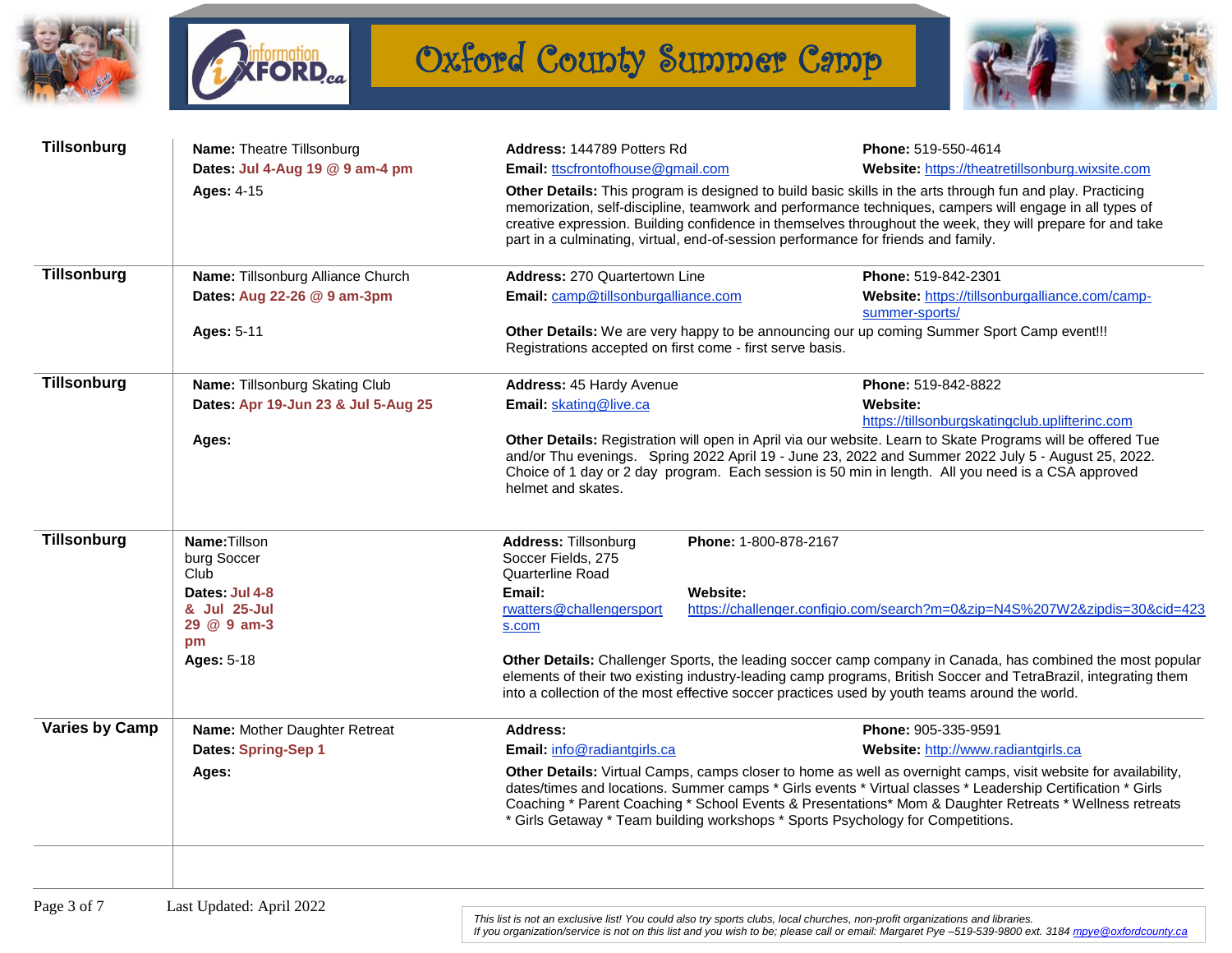# Oxford County Summer Camp

| Location | Program | Contact | |
|---|---|---|---|
| **Tillsonburg** | **Name:** Theatre Tillsonburg<br>**Dates:** Jul 4-Aug 19 @ 9 am-4 pm<br>**Ages:** 4-15 | **Address:** 144789 Potters Rd<br>**Email:** ttscfrontofhouse@gmail.com<br>**Other Details:** This program is designed to build basic skills in the arts through fun and play. Practicing memorization, self-discipline, teamwork and performance techniques, campers will engage in all types of creative expression. Building confidence in themselves throughout the week, they will prepare for and take part in a culminating, virtual, end-of-session performance for friends and family. | **Phone:** 519-550-4614<br>**Website:** https://theatretillsonburg.wixsite.com |
| **Tillsonburg** | **Name:** Tillsonburg Alliance Church<br>**Dates:** Aug 22-26 @ 9 am-3pm<br>**Ages:** 5-11 | **Address:** 270 Quartertown Line<br>**Email:** camp@tillsonburgalliance.com<br>**Other Details:** We are very happy to be announcing our up coming Summer Sport Camp event!!! Registrations accepted on first come - first serve basis. | **Phone:** 519-842-2301<br>**Website:** https://tillsonburgalliance.com/camp-summer-sports/ |
| **Tillsonburg** | **Name:** Tillsonburg Skating Club<br>**Dates:** Apr 19-Jun 23 & Jul 5-Aug 25<br>**Ages:** | **Address:** 45 Hardy Avenue<br>**Email:** skating@live.ca<br>**Other Details:** Registration will open in April via our website. Learn to Skate Programs will be offered Tue and/or Thu evenings. Spring 2022 April 19 - June 23, 2022 and Summer 2022 July 5 - August 25, 2022. Choice of 1 day or 2 day program. Each session is 50 min in length. All you need is a CSA approved helmet and skates. | **Phone:** 519-842-8822<br>**Website:** https://tillsonburgskatingclub.uplifterinc.com |
| **Tillsonburg** | **Name:** Tillsonburg Soccer Club<br>**Dates:** Jul 4-8 & Jul 25-Jul 29 @ 9 am-3 pm<br>**Ages:** 5-18 | **Address:** Tillsonburg Soccer Fields, 275 Quarterline Road<br>**Email:** rwatters@challengersports.com<br>**Other Details:** Challenger Sports, the leading soccer camp company in Canada, has combined the most popular elements of their two existing industry-leading camp programs, British Soccer and TetraBrazil, integrating them into a collection of the most effective soccer practices used by youth teams around the world. | **Phone:** 1-800-878-2167<br>**Website:** https://challenger.configio.com/search?m=0&zip=N4S%207W2&zipdis=30&cid=423 |
| **Varies by Camp** | **Name:** Mother Daughter Retreat<br>**Dates:** Spring-Sep 1<br>**Ages:** | **Address:**<br>**Email:** info@radiantgirls.ca<br>**Other Details:** Virtual Camps, camps closer to home as well as overnight camps, visit website for availability, dates/times and locations. Summer camps * Girls events * Virtual classes * Leadership Certification * Girls Coaching * Parent Coaching * School Events & Presentations* Mom & Daughter Retreats * Wellness retreats * Girls Getaway * Team building workshops * Sports Psychology for Competitions. | **Phone:** 905-335-9591<br>**Website:** http://www.radiantgirls.ca |

Last Updated: April 2022

*This list is not an exclusive list! You could also try sports clubs, local churches, non-profit organizations and libraries.*
*If you organization/service is not on this list and you wish to be; please call or email: Margaret Pye –519-539-9800 ext. 3184 mpye@oxfordcounty.ca*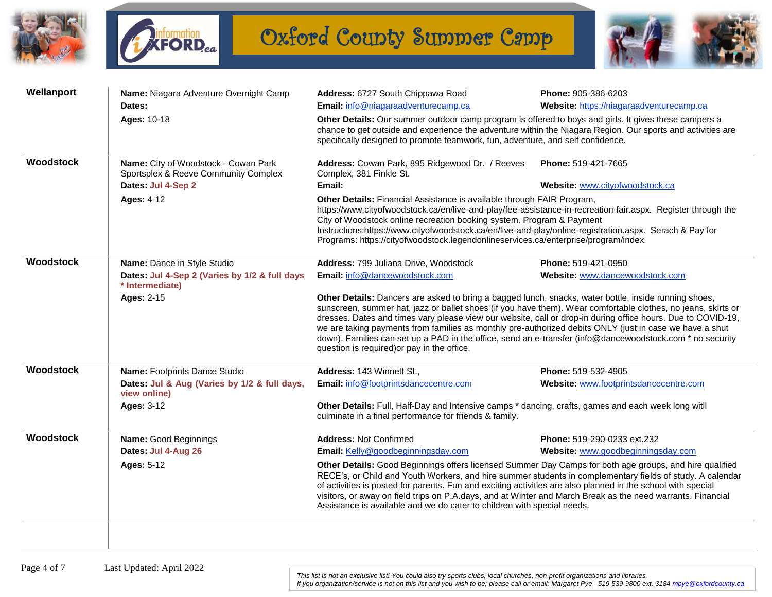# Oxford County Summer Camp

| Location | Name / Dates / Ages | Address / Email / Other Details | Phone / Website |
|---|---|---|---|
| **Wellanport** | **Name:** Niagara Adventure Overnight Camp<br>**Dates:**<br>**Ages:** 10-18 | **Address:** 6727 South Chippawa Road<br>**Email:** info@niagaraadventurecamp.ca<br>**Other Details:** Our summer outdoor camp program is offered to boys and girls. It gives these campers a chance to get outside and experience the adventure within the Niagara Region. Our sports and activities are specifically designed to promote teamwork, fun, adventure, and self confidence. | **Phone:** 905-386-6203<br>**Website:** https://niagaraadventurecamp.ca |
| **Woodstock** | **Name:** City of Woodstock - Cowan Park Sportsplex & Reeve Community Complex<br>**Dates: Jul 4-Sep 2**<br>**Ages:** 4-12 | **Address:** Cowan Park, 895 Ridgewood Dr. / Reeves Complex, 381 Finkle St.<br>**Email:**<br>**Other Details:** Financial Assistance is available through FAIR Program, https://www.cityofwoodstock.ca/en/live-and-play/fee-assistance-in-recreation-fair.aspx. Register through the City of Woodstock online recreation booking system. Program & Payment Instructions:https://www.cityofwoodstock.ca/en/live-and-play/online-registration.aspx. Serach & Pay for Programs: https://cityofwoodstock.legendonlineservices.ca/enterprise/program/index. | **Phone:** 519-421-7665<br>**Website:** www.cityofwoodstock.ca |
| **Woodstock** | **Name:** Dance in Style Studio<br>**Dates: Jul 4-Sep 2 (Varies by 1/2 & full days * Intermediate)**<br>**Ages:** 2-15 | **Address:** 799 Juliana Drive, Woodstock<br>**Email:** info@dancewoodstock.com<br>**Other Details:** Dancers are asked to bring a bagged lunch, snacks, water bottle, inside running shoes, sunscreen, summer hat, jazz or ballet shoes (if you have them). Wear comfortable clothes, no jeans, skirts or dresses. Dates and times vary please view our website, call or drop-in during office hours. Due to COVID-19, we are taking payments from families as monthly pre-authorized debits ONLY (just in case we have a shut down). Families can set up a PAD in the office, send an e-transfer (info@dancewoodstock.com * no security question is required)or pay in the office. | **Phone:** 519-421-0950<br>**Website:** www.dancewoodstock.com |
| **Woodstock** | **Name:** Footprints Dance Studio<br>**Dates: Jul & Aug (Varies by 1/2 & full days, view online)**<br>**Ages:** 3-12 | **Address:** 143 Winnett St.,<br>**Email:** info@footprintsdancecentre.com<br>**Other Details:** Full, Half-Day and Intensive camps * dancing, crafts, games and each week long witll culminate in a final performance for friends & family. | **Phone:** 519-532-4905<br>**Website:** www.footprintsdancecentre.com |
| **Woodstock** | **Name:** Good Beginnings<br>**Dates: Jul 4-Aug 26**<br>**Ages:** 5-12 | **Address:** Not Confirmed<br>**Email:** Kelly@goodbeginningsday.com<br>**Other Details:** Good Beginnings offers licensed Summer Day Camps for both age groups, and hire qualified RECE's, or Child and Youth Workers, and hire summer students in complementary fields of study. A calendar of activities is posted for parents. Fun and exciting activities are also planned in the school with special visitors, or away on field trips on P.A.days, and at Winter and March Break as the need warrants. Financial Assistance is available and we do cater to children with special needs. | **Phone:** 519-290-0233 ext.232<br>**Website:** www.goodbeginningsday.com |

Last Updated: April 2022

*This list is not an exclusive list! You could also try sports clubs, local churches, non-profit organizations and libraries.*
*If you organization/service is not on this list and you wish to be; please call or email: Margaret Pye –519-539-9800 ext. 3184 mpye@oxfordcounty.ca*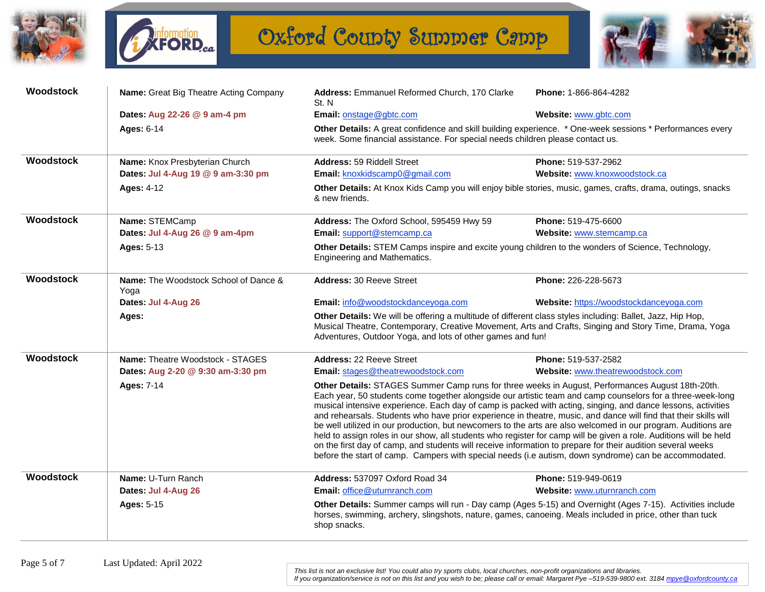# Oxford County Summer Camp

| Location | Camp | Contact | | 
|---|---|---|---|
| **Woodstock** | **Name:** Great Big Theatre Acting Company<br>**Dates:** Aug 22-26 @ 9 am-4 pm<br>**Ages:** 6-14 | **Address:** Emmanuel Reformed Church, 170 Clarke St. N<br>**Email:** onstage@gbtc.com<br>**Other Details:** A great confidence and skill building experience. * One-week sessions * Performances every week. Some financial assistance. For special needs children please contact us. | **Phone:** 1-866-864-4282<br>**Website:** www.gbtc.com |
| **Woodstock** | **Name:** Knox Presbyterian Church<br>**Dates:** Jul 4-Aug 19 @ 9 am-3:30 pm<br>**Ages:** 4-12 | **Address:** 59 Riddell Street<br>**Email:** knoxkidscamp0@gmail.com<br>**Other Details:** At Knox Kids Camp you will enjoy bible stories, music, games, crafts, drama, outings, snacks & new friends. | **Phone:** 519-537-2962<br>**Website:** www.knoxwoodstock.ca |
| **Woodstock** | **Name:** STEMCamp<br>**Dates:** Jul 4-Aug 26 @ 9 am-4pm<br>**Ages:** 5-13 | **Address:** The Oxford School, 595459 Hwy 59<br>**Email:** support@stemcamp.ca<br>**Other Details:** STEM Camps inspire and excite young children to the wonders of Science, Technology, Engineering and Mathematics. | **Phone:** 519-475-6600<br>**Website:** www.stemcamp.ca |
| **Woodstock** | **Name:** The Woodstock School of Dance & Yoga<br>**Dates:** Jul 4-Aug 26<br>**Ages:** | **Address:** 30 Reeve Street<br>**Email:** info@woodstockdanceyoga.com<br>**Other Details:** We will be offering a multitude of different class styles including: Ballet, Jazz, Hip Hop, Musical Theatre, Contemporary, Creative Movement, Arts and Crafts, Singing and Story Time, Drama, Yoga Adventures, Outdoor Yoga, and lots of other games and fun! | **Phone:** 226-228-5673<br>**Website:** https://woodstockdanceyoga.com |
| **Woodstock** | **Name:** Theatre Woodstock - STAGES<br>**Dates:** Aug 2-20 @ 9:30 am-3:30 pm<br>**Ages:** 7-14 | **Address:** 22 Reeve Street<br>**Email:** stages@theatrewoodstock.com<br>**Other Details:** STAGES Summer Camp runs for three weeks in August, Performances August 18th-20th. Each year, 50 students come together alongside our artistic team and camp counselors for a three-week-long musical intensive experience. Each day of camp is packed with acting, singing, and dance lessons, activities and rehearsals. Students who have prior experience in theatre, music, and dance will find that their skills will be well utilized in our production, but newcomers to the arts are also welcomed in our program. Auditions are held to assign roles in our show, all students who register for camp will be given a role. Auditions will be held on the first day of camp, and students will receive information to prepare for their audition several weeks before the start of camp. Campers with special needs (i.e autism, down syndrome) can be accommodated. | **Phone:** 519-537-2582<br>**Website:** www.theatrewoodstock.com |
| **Woodstock** | **Name:** U-Turn Ranch<br>**Dates:** Jul 4-Aug 26<br>**Ages:** 5-15 | **Address:** 537097 Oxford Road 34<br>**Email:** office@uturnranch.com<br>**Other Details:** Summer camps will run - Day camp (Ages 5-15) and Overnight (Ages 7-15). Activities include horses, swimming, archery, slingshots, nature, games, canoeing. Meals included in price, other than tuck shop snacks. | **Phone:** 519-949-0619<br>**Website:** www.uturnranch.com |

Last Updated: April 2022

*This list is not an exclusive list! You could also try sports clubs, local churches, non-profit organizations and libraries.*
*If you organization/service is not on this list and you wish to be; please call or email: Margaret Pye –519-539-9800 ext. 3184 mpye@oxfordcounty.ca*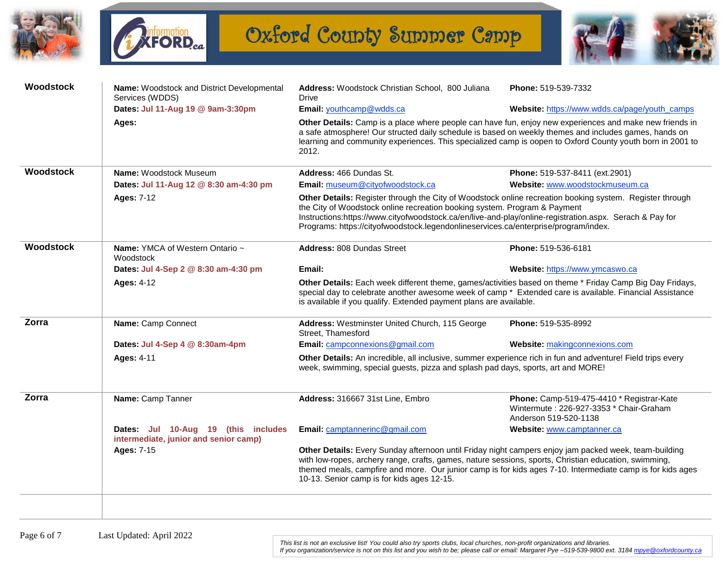# Oxford County Summer Camp

| Location | Camp | | |
|---|---|---|---|
| **Woodstock** | **Name:** Woodstock and District Developmental Services (WDDS)<br>**Dates: Jul 11-Aug 19 @ 9am-3:30pm**<br>**Ages:** | **Address:** Woodstock Christian School, 800 Juliana Drive<br>**Email:** youthcamp@wdds.ca | **Phone:** 519-539-7332<br>**Website:** https://www.wdds.ca/page/youth_camps |
| | | **Other Details:** Camp is a place where people can have fun, enjoy new experiences and make new friends in a safe atmosphere! Our structed daily schedule is based on weekly themes and includes games, hands on learning and community experiences. This specialized camp is oopen to Oxford County youth born in 2001 to 2012. | |
| **Woodstock** | **Name:** Woodstock Museum<br>**Dates: Jul 11-Aug 12 @ 8:30 am-4:30 pm**<br>**Ages:** 7-12 | **Address:** 466 Dundas St.<br>**Email:** museum@cityofwoodstock.ca | **Phone:** 519-537-8411 (ext.2901)<br>**Website:** www.woodstockmuseum.ca |
| | | **Other Details:** Register through the City of Woodstock online recreation booking system. Register through the City of Woodstock online recreation booking system. Program & Payment Instructions:https://www.cityofwoodstock.ca/en/live-and-play/online-registration.aspx. Serach & Pay for Programs: https://cityofwoodstock.legendonlineservices.ca/enterprise/program/index. | |
| **Woodstock** | **Name:** YMCA of Western Ontario ~ Woodstock<br>**Dates: Jul 4-Sep 2 @ 8:30 am-4:30 pm**<br>**Ages:** 4-12 | **Address:** 808 Dundas Street<br>**Email:** | **Phone:** 519-536-6181<br>**Website:** https://www.ymcaswo.ca |
| | | **Other Details:** Each week different theme, games/activities based on theme * Friday Camp Big Day Fridays, special day to celebrate another awesome week of camp * Extended care is available. Financial Assistance is available if you qualify. Extended payment plans are available. | |
| **Zorra** | **Name:** Camp Connect<br>**Dates: Jul 4-Sep 4 @ 8:30am-4pm**<br>**Ages:** 4-11 | **Address:** Westminster United Church, 115 George Street, Thamesford<br>**Email:** campconnexions@gmail.com | **Phone:** 519-535-8992<br>**Website:** makingconnexions.com |
| | | **Other Details:** An incredible, all inclusive, summer experience rich in fun and adventure! Field trips every week, swimming, special guests, pizza and splash pad days, sports, art and MORE! | |
| **Zorra** | **Name:** Camp Tanner<br>**Dates: Jul 10-Aug 19 (this includes intermediate, junior and senior camp)**<br>**Ages:** 7-15 | **Address:** 316667 31st Line, Embro<br>**Email:** camptannerinc@gmail.com | **Phone:** Camp-519-475-4410 * Registrar-Kate Wintermute : 226-927-3353 * Chair-Graham Anderson 519-520-1138<br>**Website:** www.camptanner.ca |
| | | **Other Details:** Every Sunday afternoon until Friday night campers enjoy jam packed week, team-building with low-ropes, archery range, crafts, games, nature sessions, sports, Christian education, swimming, themed meals, campfire and more. Our junior camp is for kids ages 7-10. Intermediate camp is for kids ages 10-13. Senior camp is for kids ages 12-15. | |

Last Updated: April 2022

*This list is not an exclusive list! You could also try sports clubs, local churches, non-profit organizations and libraries.*
*If you organization/service is not on this list and you wish to be; please call or email: Margaret Pye –519-539-9800 ext. 3184 mpye@oxfordcounty.ca*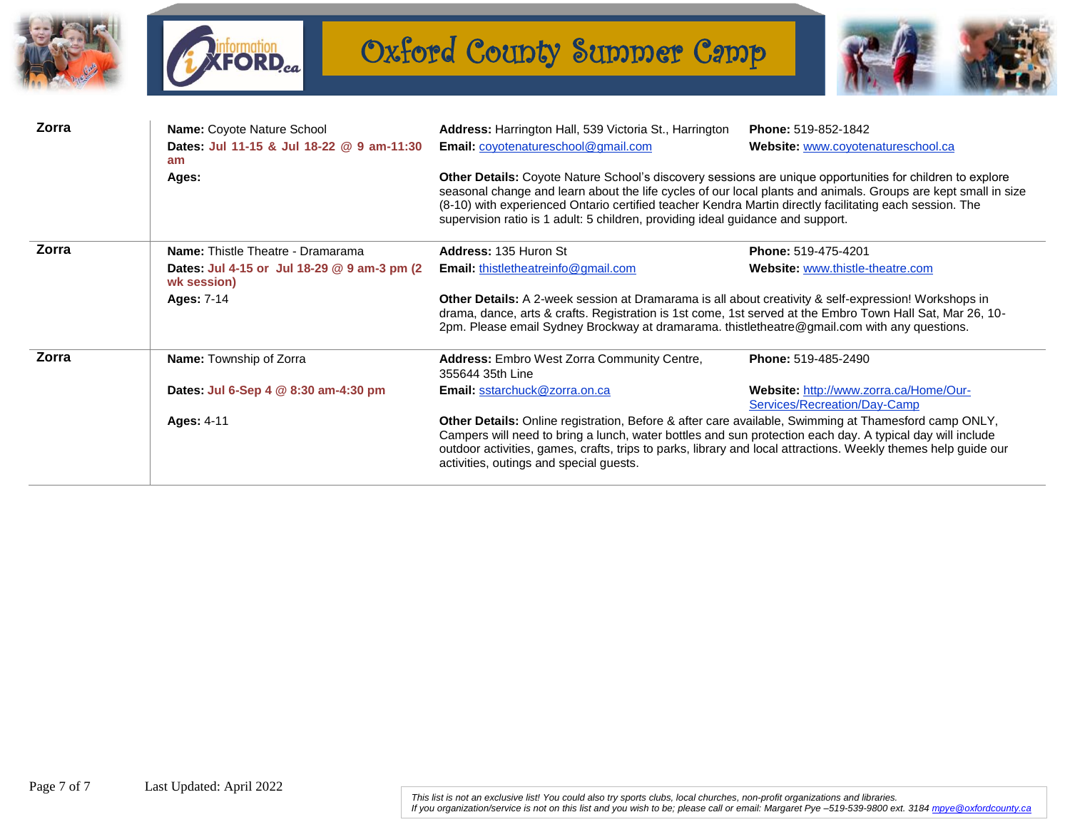# Oxford County Summer Camp

| | | | |
|---|---|---|---|
| **Zorra** | **Name:** Coyote Nature School<br>**Dates: Jul 11-15 & Jul 18-22 @ 9 am-11:30 am**<br>**Ages:** | **Address:** Harrington Hall, 539 Victoria St., Harrington<br>**Email:** coyotenatureschool@gmail.com<br>**Other Details:** Coyote Nature School's discovery sessions are unique opportunities for children to explore seasonal change and learn about the life cycles of our local plants and animals. Groups are kept small in size (8-10) with experienced Ontario certified teacher Kendra Martin directly facilitating each session. The supervision ratio is 1 adult: 5 children, providing ideal guidance and support. | **Phone:** 519-852-1842<br>**Website:** www.coyotenatureschool.ca |
| **Zorra** | **Name:** Thistle Theatre - Dramarama<br>**Dates: Jul 4-15 or Jul 18-29 @ 9 am-3 pm (2 wk session)**<br>**Ages:** 7-14 | **Address:** 135 Huron St<br>**Email:** thistletheatreinfo@gmail.com<br>**Other Details:** A 2-week session at Dramarama is all about creativity & self-expression! Workshops in drama, dance, arts & crafts. Registration is 1st come, 1st served at the Embro Town Hall Sat, Mar 26, 10-2pm. Please email Sydney Brockway at dramarama. thistletheatre@gmail.com with any questions. | **Phone:** 519-475-4201<br>**Website:** www.thistle-theatre.com |
| **Zorra** | **Name:** Township of Zorra<br>**Dates: Jul 6-Sep 4 @ 8:30 am-4:30 pm**<br>**Ages:** 4-11 | **Address:** Embro West Zorra Community Centre, 355644 35th Line<br>**Email:** sstarchuck@zorra.on.ca<br>**Other Details:** Online registration, Before & after care available, Swimming at Thamesford camp ONLY, Campers will need to bring a lunch, water bottles and sun protection each day. A typical day will include outdoor activities, games, crafts, trips to parks, library and local attractions. Weekly themes help guide our activities, outings and special guests. | **Phone:** 519-485-2490<br>**Website:** http://www.zorra.ca/Home/Our-Services/Recreation/Day-Camp |

Last Updated: April 2022

*This list is not an exclusive list! You could also try sports clubs, local churches, non-profit organizations and libraries.*
*If you organization/service is not on this list and you wish to be; please call or email: Margaret Pye –519-539-9800 ext. 3184 mpye@oxfordcounty.ca*